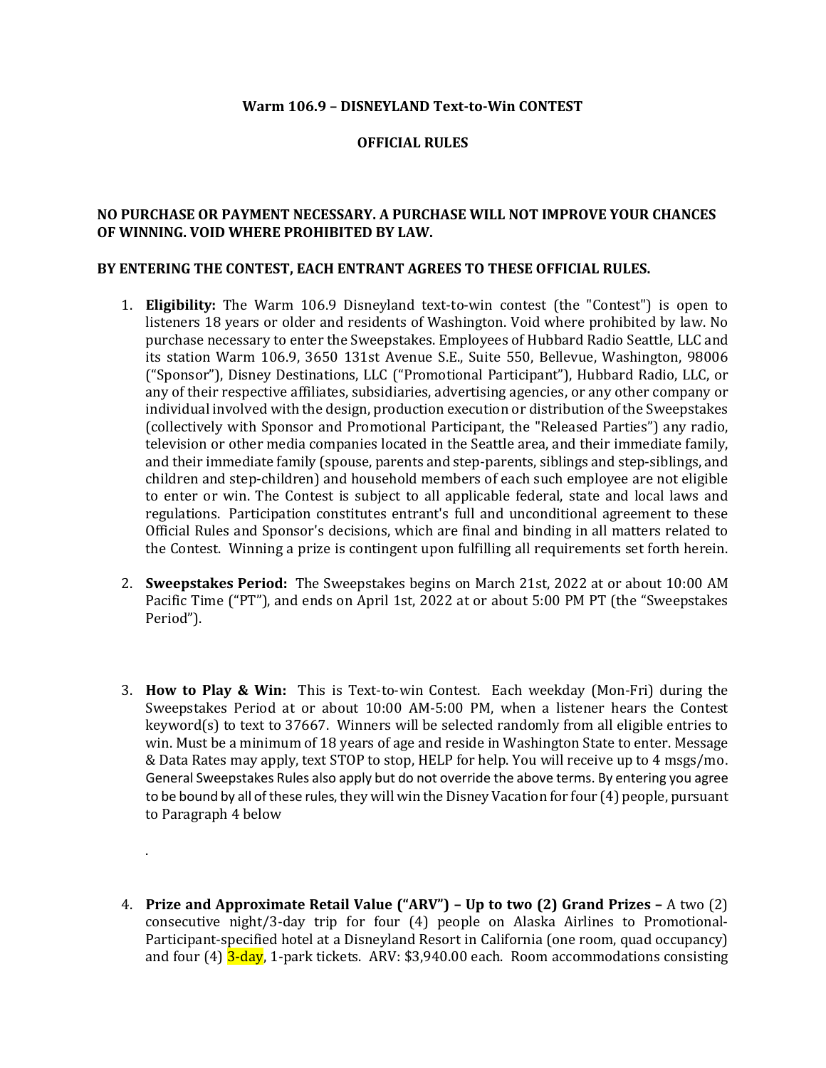**Warm 106.9 – DISNEYLAND Text-to-Win CONTEST**

**OFFICIAL RULES**

**NO PURCHASE OR PAYMENT NECESSARY. A PURCHASE WILL NOT IMPROVE YOUR CHANCES OF WINNING. VOID WHERE PROHIBITED BY LAW.**

**BY ENTERING THE CONTEST, EACH ENTRANT AGREES TO THESE OFFICIAL RULES.**

1. **Eligibility:** The Warm 106.9 Disneyland text-to-win contest (the "Contest") is open to listeners 18 years or older and residents of Washington. Void where prohibited by law. No purchase necessary to enter the Sweepstakes. Employees of Hubbard Radio Seattle, LLC and its station Warm 106.9, 3650 131st Avenue S.E., Suite 550, Bellevue, Washington, 98006 ("Sponsor"), Disney Destinations, LLC ("Promotional Participant"), Hubbard Radio, LLC, or any of their respective affiliates, subsidiaries, advertising agencies, or any other company or individual involved with the design, production execution or distribution of the Sweepstakes (collectively with Sponsor and Promotional Participant, the "Released Parties") any radio, television or other media companies located in the Seattle area, and their immediate family, and their immediate family (spouse, parents and step-parents, siblings and step-siblings, and children and step-children) and household members of each such employee are not eligible to enter or win. The Contest is subject to all applicable federal, state and local laws and regulations. Participation constitutes entrant's full and unconditional agreement to these Official Rules and Sponsor's decisions, which are final and binding in all matters related to the Contest. Winning a prize is contingent upon fulfilling all requirements set forth herein.

2. **Sweepstakes Period:** The Sweepstakes begins on March 21st, 2022 at or about 10:00 AM Pacific Time ("PT"), and ends on April 1st, 2022 at or about 5:00 PM PT (the "Sweepstakes Period").

3. **How to Play & Win:** This is Text-to-win Contest. Each weekday (Mon-Fri) during the Sweepstakes Period at or about 10:00 AM-5:00 PM, when a listener hears the Contest keyword(s) to text to 37667. Winners will be selected randomly from all eligible entries to win. Must be a minimum of 18 years of age and reside in Washington State to enter. Message & Data Rates may apply, text STOP to stop, HELP for help. You will receive up to 4 msgs/mo. General Sweepstakes Rules also apply but do not override the above terms. By entering you agree to be bound by all of these rules, they will win the Disney Vacation for four (4) people, pursuant to Paragraph 4 below

   .

4. **Prize and Approximate Retail Value ("ARV") – Up to two (2) Grand Prizes –** A two (2) consecutive night/3-day trip for four (4) people on Alaska Airlines to Promotional-Participant-specified hotel at a Disneyland Resort in California (one room, quad occupancy) and four (4) 3-day, 1-park tickets. ARV: $3,940.00 each. Room accommodations consisting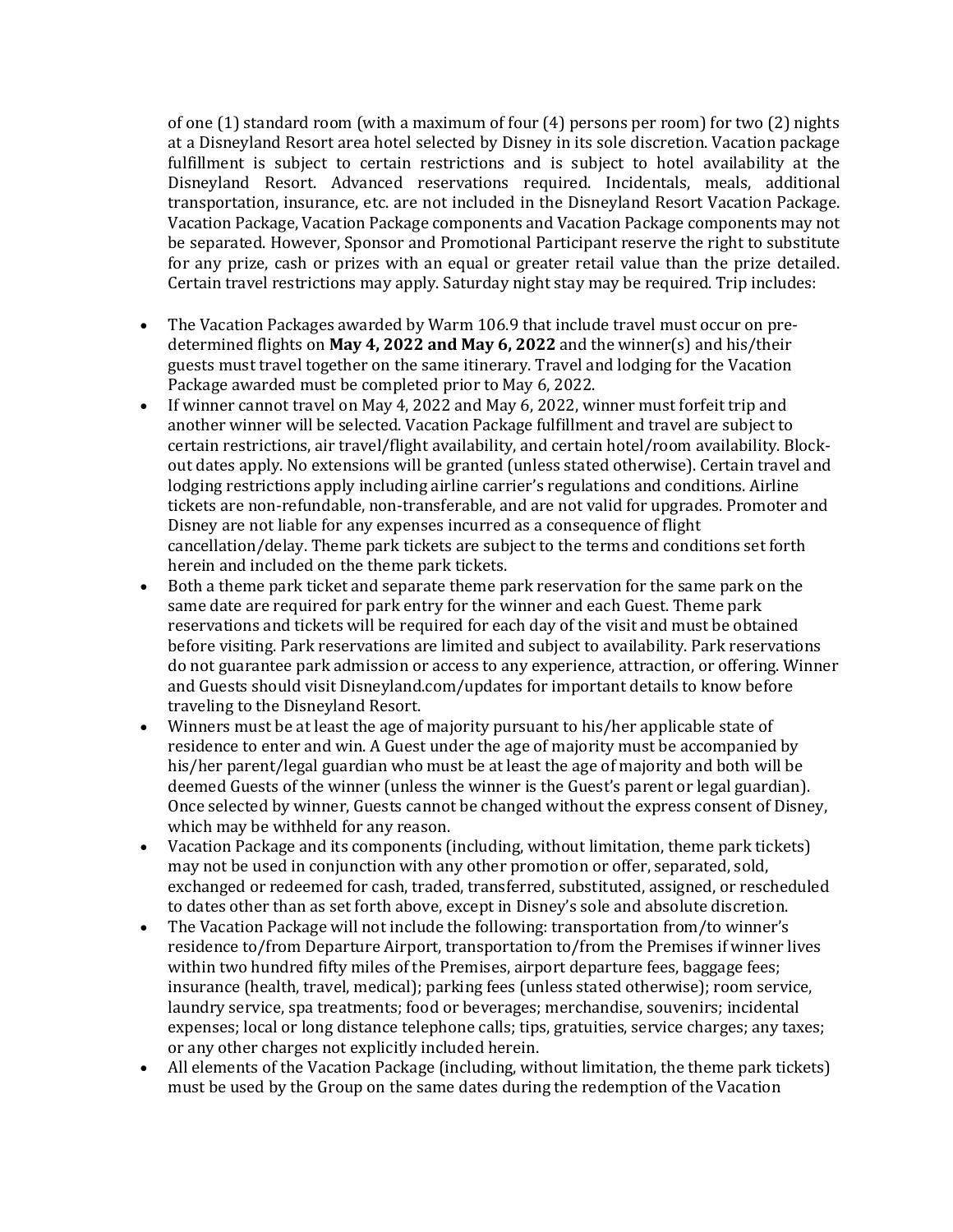of one (1) standard room (with a maximum of four (4) persons per room) for two (2) nights at a Disneyland Resort area hotel selected by Disney in its sole discretion. Vacation package fulfillment is subject to certain restrictions and is subject to hotel availability at the Disneyland Resort. Advanced reservations required. Incidentals, meals, additional transportation, insurance, etc. are not included in the Disneyland Resort Vacation Package. Vacation Package, Vacation Package components and Vacation Package components may not be separated. However, Sponsor and Promotional Participant reserve the right to substitute for any prize, cash or prizes with an equal or greater retail value than the prize detailed. Certain travel restrictions may apply. Saturday night stay may be required. Trip includes:

- The Vacation Packages awarded by Warm 106.9 that include travel must occur on pre-determined flights on **May 4, 2022 and May 6, 2022** and the winner(s) and his/their guests must travel together on the same itinerary. Travel and lodging for the Vacation Package awarded must be completed prior to May 6, 2022.
- If winner cannot travel on May 4, 2022 and May 6, 2022, winner must forfeit trip and another winner will be selected. Vacation Package fulfillment and travel are subject to certain restrictions, air travel/flight availability, and certain hotel/room availability. Block-out dates apply. No extensions will be granted (unless stated otherwise). Certain travel and lodging restrictions apply including airline carrier's regulations and conditions. Airline tickets are non-refundable, non-transferable, and are not valid for upgrades. Promoter and Disney are not liable for any expenses incurred as a consequence of flight cancellation/delay. Theme park tickets are subject to the terms and conditions set forth herein and included on the theme park tickets.
- Both a theme park ticket and separate theme park reservation for the same park on the same date are required for park entry for the winner and each Guest. Theme park reservations and tickets will be required for each day of the visit and must be obtained before visiting. Park reservations are limited and subject to availability. Park reservations do not guarantee park admission or access to any experience, attraction, or offering. Winner and Guests should visit Disneyland.com/updates for important details to know before traveling to the Disneyland Resort.
- Winners must be at least the age of majority pursuant to his/her applicable state of residence to enter and win. A Guest under the age of majority must be accompanied by his/her parent/legal guardian who must be at least the age of majority and both will be deemed Guests of the winner (unless the winner is the Guest's parent or legal guardian). Once selected by winner, Guests cannot be changed without the express consent of Disney, which may be withheld for any reason.
- Vacation Package and its components (including, without limitation, theme park tickets) may not be used in conjunction with any other promotion or offer, separated, sold, exchanged or redeemed for cash, traded, transferred, substituted, assigned, or rescheduled to dates other than as set forth above, except in Disney's sole and absolute discretion.
- The Vacation Package will not include the following: transportation from/to winner's residence to/from Departure Airport, transportation to/from the Premises if winner lives within two hundred fifty miles of the Premises, airport departure fees, baggage fees; insurance (health, travel, medical); parking fees (unless stated otherwise); room service, laundry service, spa treatments; food or beverages; merchandise, souvenirs; incidental expenses; local or long distance telephone calls; tips, gratuities, service charges; any taxes; or any other charges not explicitly included herein.
- All elements of the Vacation Package (including, without limitation, the theme park tickets) must be used by the Group on the same dates during the redemption of the Vacation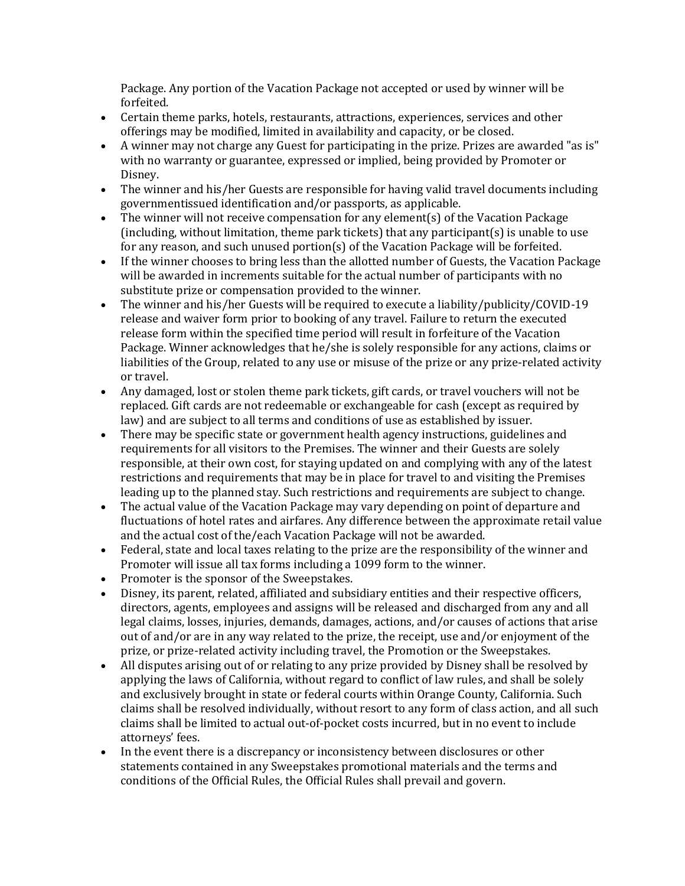Package. Any portion of the Vacation Package not accepted or used by winner will be forfeited.

- Certain theme parks, hotels, restaurants, attractions, experiences, services and other offerings may be modified, limited in availability and capacity, or be closed.
- A winner may not charge any Guest for participating in the prize. Prizes are awarded "as is" with no warranty or guarantee, expressed or implied, being provided by Promoter or Disney.
- The winner and his/her Guests are responsible for having valid travel documents including governmentissued identification and/or passports, as applicable.
- The winner will not receive compensation for any element(s) of the Vacation Package (including, without limitation, theme park tickets) that any participant(s) is unable to use for any reason, and such unused portion(s) of the Vacation Package will be forfeited.
- If the winner chooses to bring less than the allotted number of Guests, the Vacation Package will be awarded in increments suitable for the actual number of participants with no substitute prize or compensation provided to the winner.
- The winner and his/her Guests will be required to execute a liability/publicity/COVID-19 release and waiver form prior to booking of any travel. Failure to return the executed release form within the specified time period will result in forfeiture of the Vacation Package. Winner acknowledges that he/she is solely responsible for any actions, claims or liabilities of the Group, related to any use or misuse of the prize or any prize-related activity or travel.
- Any damaged, lost or stolen theme park tickets, gift cards, or travel vouchers will not be replaced. Gift cards are not redeemable or exchangeable for cash (except as required by law) and are subject to all terms and conditions of use as established by issuer.
- There may be specific state or government health agency instructions, guidelines and requirements for all visitors to the Premises. The winner and their Guests are solely responsible, at their own cost, for staying updated on and complying with any of the latest restrictions and requirements that may be in place for travel to and visiting the Premises leading up to the planned stay. Such restrictions and requirements are subject to change.
- The actual value of the Vacation Package may vary depending on point of departure and fluctuations of hotel rates and airfares. Any difference between the approximate retail value and the actual cost of the/each Vacation Package will not be awarded.
- Federal, state and local taxes relating to the prize are the responsibility of the winner and Promoter will issue all tax forms including a 1099 form to the winner.
- Promoter is the sponsor of the Sweepstakes.
- Disney, its parent, related, affiliated and subsidiary entities and their respective officers, directors, agents, employees and assigns will be released and discharged from any and all legal claims, losses, injuries, demands, damages, actions, and/or causes of actions that arise out of and/or are in any way related to the prize, the receipt, use and/or enjoyment of the prize, or prize-related activity including travel, the Promotion or the Sweepstakes.
- All disputes arising out of or relating to any prize provided by Disney shall be resolved by applying the laws of California, without regard to conflict of law rules, and shall be solely and exclusively brought in state or federal courts within Orange County, California. Such claims shall be resolved individually, without resort to any form of class action, and all such claims shall be limited to actual out-of-pocket costs incurred, but in no event to include attorneys' fees.
- In the event there is a discrepancy or inconsistency between disclosures or other statements contained in any Sweepstakes promotional materials and the terms and conditions of the Official Rules, the Official Rules shall prevail and govern.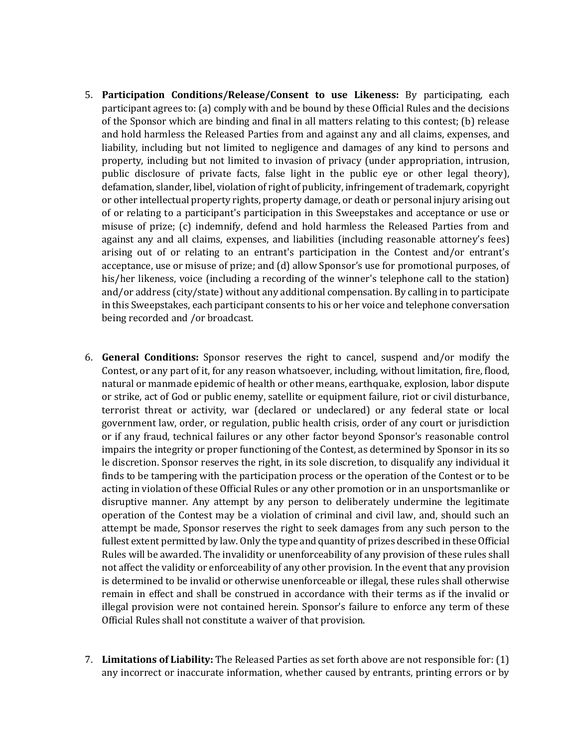5. **Participation Conditions/Release/Consent to use Likeness:** By participating, each participant agrees to: (a) comply with and be bound by these Official Rules and the decisions of the Sponsor which are binding and final in all matters relating to this contest; (b) release and hold harmless the Released Parties from and against any and all claims, expenses, and liability, including but not limited to negligence and damages of any kind to persons and property, including but not limited to invasion of privacy (under appropriation, intrusion, public disclosure of private facts, false light in the public eye or other legal theory), defamation, slander, libel, violation of right of publicity, infringement of trademark, copyright or other intellectual property rights, property damage, or death or personal injury arising out of or relating to a participant's participation in this Sweepstakes and acceptance or use or misuse of prize; (c) indemnify, defend and hold harmless the Released Parties from and against any and all claims, expenses, and liabilities (including reasonable attorney's fees) arising out of or relating to an entrant's participation in the Contest and/or entrant's acceptance, use or misuse of prize; and (d) allow Sponsor's use for promotional purposes, of his/her likeness, voice (including a recording of the winner's telephone call to the station) and/or address (city/state) without any additional compensation. By calling in to participate in this Sweepstakes, each participant consents to his or her voice and telephone conversation being recorded and /or broadcast.

6. **General Conditions:** Sponsor reserves the right to cancel, suspend and/or modify the Contest, or any part of it, for any reason whatsoever, including, without limitation, fire, flood, natural or manmade epidemic of health or other means, earthquake, explosion, labor dispute or strike, act of God or public enemy, satellite or equipment failure, riot or civil disturbance, terrorist threat or activity, war (declared or undeclared) or any federal state or local government law, order, or regulation, public health crisis, order of any court or jurisdiction or if any fraud, technical failures or any other factor beyond Sponsor's reasonable control impairs the integrity or proper functioning of the Contest, as determined by Sponsor in its so le discretion. Sponsor reserves the right, in its sole discretion, to disqualify any individual it finds to be tampering with the participation process or the operation of the Contest or to be acting in violation of these Official Rules or any other promotion or in an unsportsmanlike or disruptive manner. Any attempt by any person to deliberately undermine the legitimate operation of the Contest may be a violation of criminal and civil law, and, should such an attempt be made, Sponsor reserves the right to seek damages from any such person to the fullest extent permitted by law. Only the type and quantity of prizes described in these Official Rules will be awarded. The invalidity or unenforceability of any provision of these rules shall not affect the validity or enforceability of any other provision. In the event that any provision is determined to be invalid or otherwise unenforceable or illegal, these rules shall otherwise remain in effect and shall be construed in accordance with their terms as if the invalid or illegal provision were not contained herein. Sponsor's failure to enforce any term of these Official Rules shall not constitute a waiver of that provision.

7. **Limitations of Liability:** The Released Parties as set forth above are not responsible for: (1) any incorrect or inaccurate information, whether caused by entrants, printing errors or by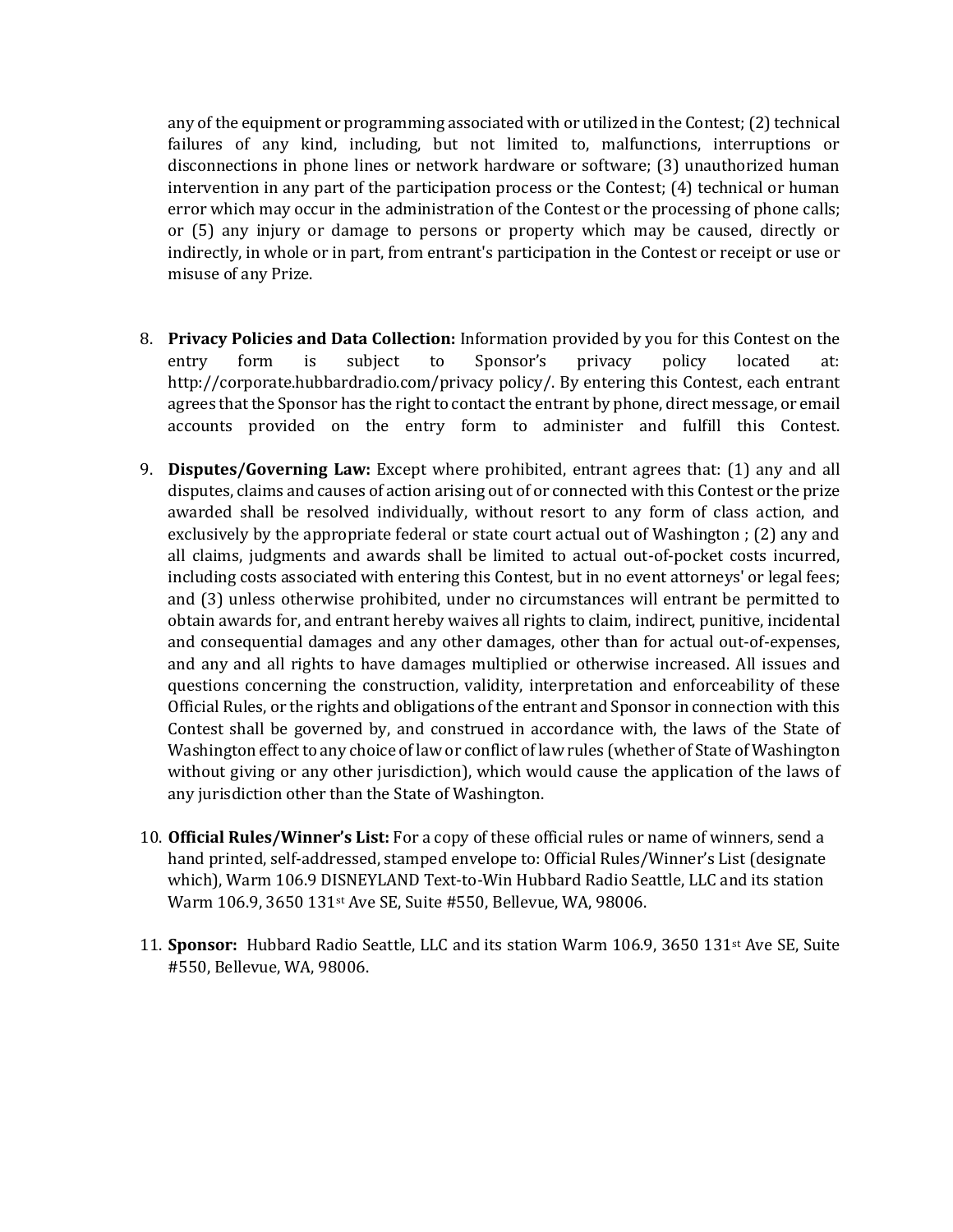any of the equipment or programming associated with or utilized in the Contest; (2) technical failures of any kind, including, but not limited to, malfunctions, interruptions or disconnections in phone lines or network hardware or software; (3) unauthorized human intervention in any part of the participation process or the Contest; (4) technical or human error which may occur in the administration of the Contest or the processing of phone calls; or (5) any injury or damage to persons or property which may be caused, directly or indirectly, in whole or in part, from entrant's participation in the Contest or receipt or use or misuse of any Prize.

8. **Privacy Policies and Data Collection:** Information provided by you for this Contest on the entry form is subject to Sponsor's privacy policy located at: http://corporate.hubbardradio.com/privacy policy/. By entering this Contest, each entrant agrees that the Sponsor has the right to contact the entrant by phone, direct message, or email accounts provided on the entry form to administer and fulfill this Contest.

9. **Disputes/Governing Law:** Except where prohibited, entrant agrees that: (1) any and all disputes, claims and causes of action arising out of or connected with this Contest or the prize awarded shall be resolved individually, without resort to any form of class action, and exclusively by the appropriate federal or state court actual out of Washington ; (2) any and all claims, judgments and awards shall be limited to actual out-of-pocket costs incurred, including costs associated with entering this Contest, but in no event attorneys' or legal fees; and (3) unless otherwise prohibited, under no circumstances will entrant be permitted to obtain awards for, and entrant hereby waives all rights to claim, indirect, punitive, incidental and consequential damages and any other damages, other than for actual out-of-expenses, and any and all rights to have damages multiplied or otherwise increased. All issues and questions concerning the construction, validity, interpretation and enforceability of these Official Rules, or the rights and obligations of the entrant and Sponsor in connection with this Contest shall be governed by, and construed in accordance with, the laws of the State of Washington effect to any choice of law or conflict of law rules (whether of State of Washington without giving or any other jurisdiction), which would cause the application of the laws of any jurisdiction other than the State of Washington.

10. **Official Rules/Winner's List:** For a copy of these official rules or name of winners, send a hand printed, self-addressed, stamped envelope to: Official Rules/Winner's List (designate which), Warm 106.9 DISNEYLAND Text-to-Win Hubbard Radio Seattle, LLC and its station Warm 106.9, 3650 131st Ave SE, Suite #550, Bellevue, WA, 98006.

11. **Sponsor:** Hubbard Radio Seattle, LLC and its station Warm 106.9, 3650 131st Ave SE, Suite #550, Bellevue, WA, 98006.